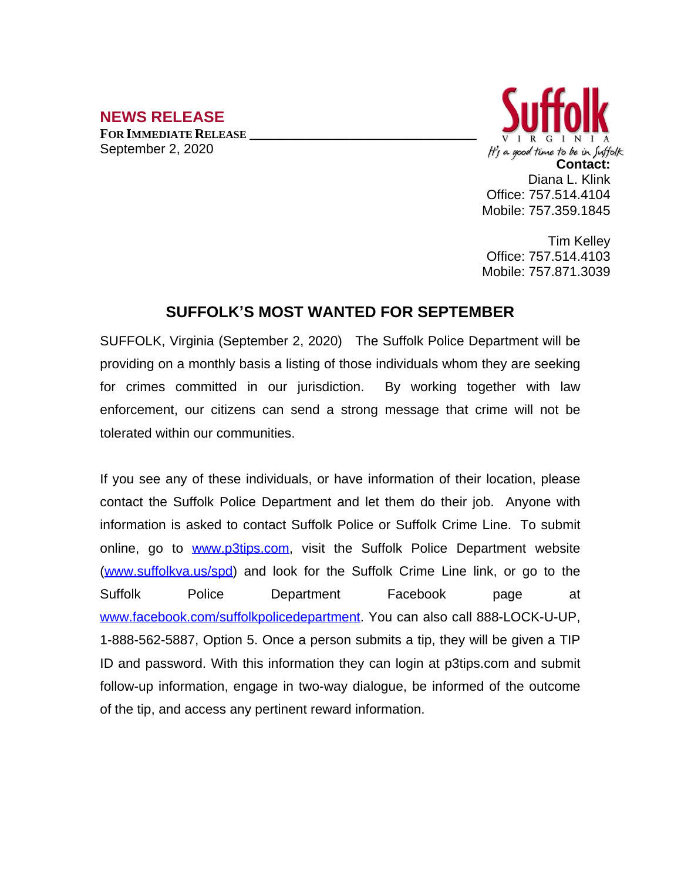## NEWS RELEASE

**FOR IMMEDIATE RELEASE** ________________________________

September 2, 2020

Suffolk
VIRGINIA
It's a good time to be in Suffolk

**Contact:**
Diana L. Klink
Office: 757.514.4104
Mobile: 757.359.1845

Tim Kelley
Office: 757.514.4103
Mobile: 757.871.3039

# SUFFOLK'S MOST WANTED FOR SEPTEMBER

SUFFOLK, Virginia (September 2, 2020) The Suffolk Police Department will be providing on a monthly basis a listing of those individuals whom they are seeking for crimes committed in our jurisdiction. By working together with law enforcement, our citizens can send a strong message that crime will not be tolerated within our communities.

If you see any of these individuals, or have information of their location, please contact the Suffolk Police Department and let them do their job. Anyone with information is asked to contact Suffolk Police or Suffolk Crime Line. To submit online, go to www.p3tips.com, visit the Suffolk Police Department website (www.suffolkva.us/spd) and look for the Suffolk Crime Line link, or go to the Suffolk Police Department Facebook page at www.facebook.com/suffolkpolicedepartment. You can also call 888-LOCK-U-UP, 1-888-562-5887, Option 5. Once a person submits a tip, they will be given a TIP ID and password. With this information they can login at p3tips.com and submit follow-up information, engage in two-way dialogue, be informed of the outcome of the tip, and access any pertinent reward information.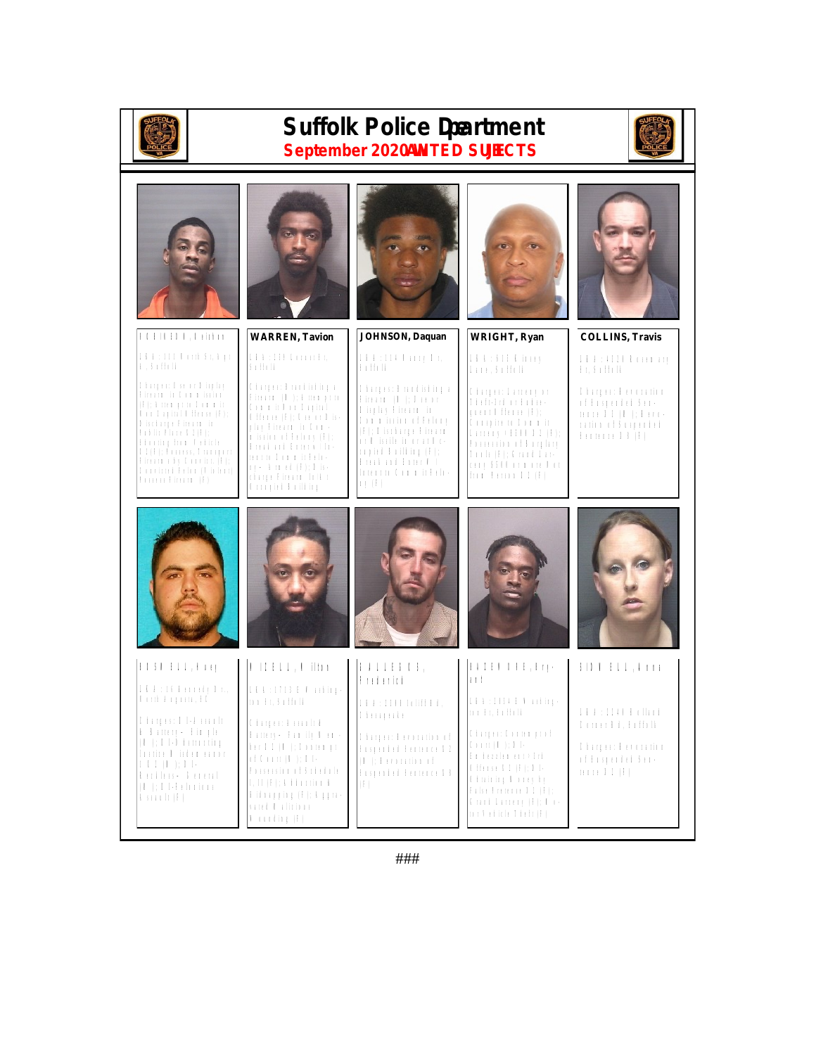# Suffolk Police Department

## September 2020 WANTED SUBJECTS

**WARREN, Tavion**

**JOHNSON, Daquan**

**WRIGHT, Ryan**

**COLLINS, Travis**

###